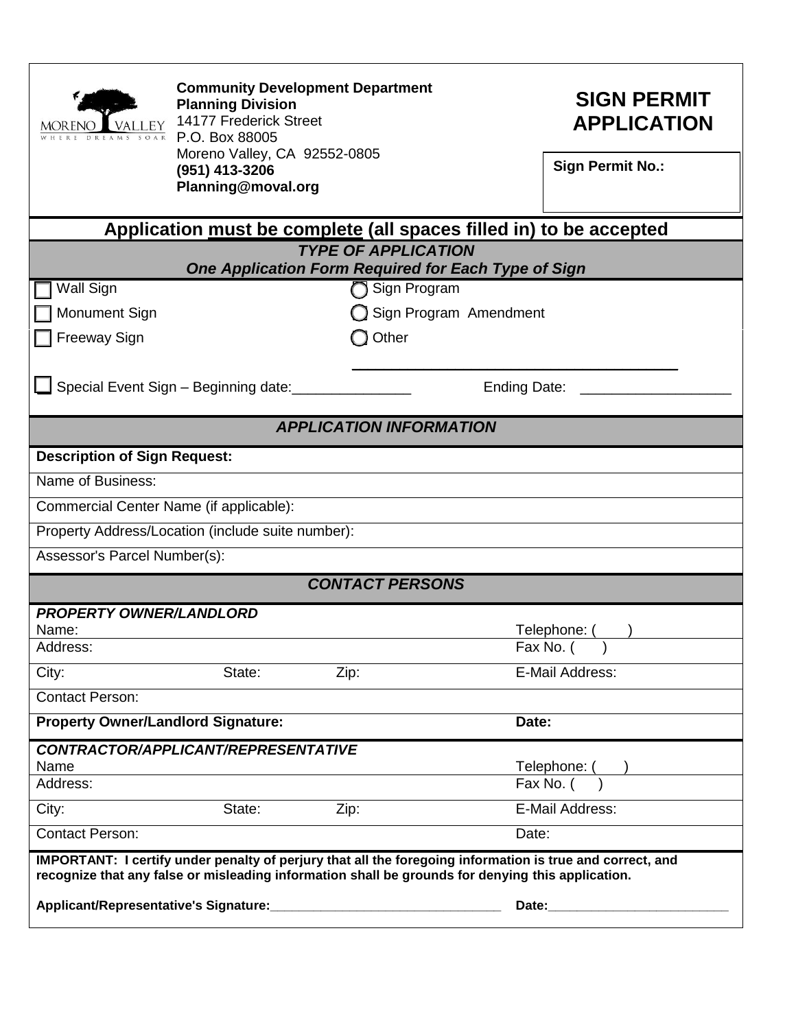MORENO VALLEY
WHERE DREAMS SOAR

**Community Development Department**
**Planning Division**
14177 Frederick Street
P.O. Box 88005
Moreno Valley, CA 92552-0805
**(951) 413-3206**
**Planning@moval.org**

# SIGN PERMIT APPLICATION

**Sign Permit No.:**

## Application must be complete (all spaces filled in) to be accepted

### *TYPE OF APPLICATION*
### *One Application Form Required for Each Type of Sign*

- ☐ Wall Sign
- ☐ Monument Sign
- ☐ Freeway Sign
- ○ Sign Program
- ○ Sign Program Amendment
- ○ Other ______________________________________
- ☐ Special Event Sign – Beginning date:_______________ Ending Date: ___________________

### *APPLICATION INFORMATION*

**Description of Sign Request:**

Name of Business:

Commercial Center Name (if applicable):

Property Address/Location (include suite number):

Assessor's Parcel Number(s):

### *CONTACT PERSONS*

***PROPERTY OWNER/LANDLORD***

| | | | |
|---|---|---|---|
| Name: | | | Telephone: ( ) |
| Address: | | | Fax No. ( ) |
| City: | State: | Zip: | E-Mail Address: |
| Contact Person: | | | |
| **Property Owner/Landlord Signature:** | | | **Date:** |

***CONTRACTOR/APPLICANT/REPRESENTATIVE***

| | | | |
|---|---|---|---|
| Name | | | Telephone: ( ) |
| Address: | | | Fax No. ( ) |
| City: | State: | Zip: | E-Mail Address: |
| Contact Person: | | | Date: |

**IMPORTANT: I certify under penalty of perjury that all the foregoing information is true and correct, and recognize that any false or misleading information shall be grounds for denying this application.**

**Applicant/Representative's Signature:**_________________________________ **Date:**_________________________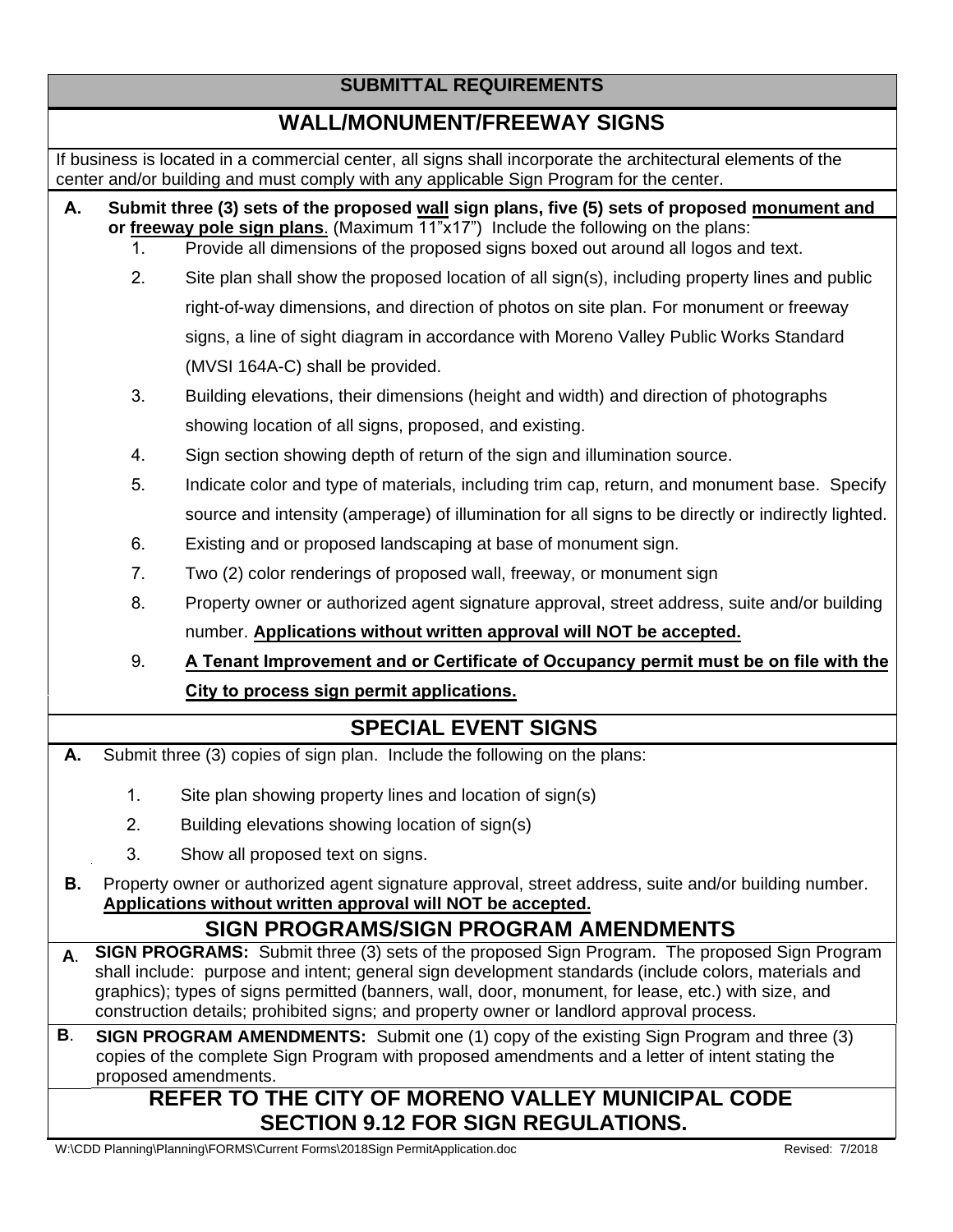## SUBMITTAL REQUIREMENTS

## WALL/MONUMENT/FREEWAY SIGNS

If business is located in a commercial center, all signs shall incorporate the architectural elements of the center and/or building and must comply with any applicable Sign Program for the center.

**A. Submit three (3) sets of the proposed wall sign plans, five (5) sets of proposed monument and or freeway pole sign plans**. (Maximum 11"x17") Include the following on the plans:

1. Provide all dimensions of the proposed signs boxed out around all logos and text.
2. Site plan shall show the proposed location of all sign(s), including property lines and public right-of-way dimensions, and direction of photos on site plan. For monument or freeway signs, a line of sight diagram in accordance with Moreno Valley Public Works Standard (MVSI 164A-C) shall be provided.
3. Building elevations, their dimensions (height and width) and direction of photographs showing location of all signs, proposed, and existing.
4. Sign section showing depth of return of the sign and illumination source.
5. Indicate color and type of materials, including trim cap, return, and monument base. Specify source and intensity (amperage) of illumination for all signs to be directly or indirectly lighted.
6. Existing and or proposed landscaping at base of monument sign.
7. Two (2) color renderings of proposed wall, freeway, or monument sign
8. Property owner or authorized agent signature approval, street address, suite and/or building number. **Applications without written approval will NOT be accepted.**
9. **A Tenant Improvement and or Certificate of Occupancy permit must be on file with the City to process sign permit applications.**

## SPECIAL EVENT SIGNS

**A.** Submit three (3) copies of sign plan. Include the following on the plans:

1. Site plan showing property lines and location of sign(s)
2. Building elevations showing location of sign(s)
3. Show all proposed text on signs.

**B.** Property owner or authorized agent signature approval, street address, suite and/or building number. **Applications without written approval will NOT be accepted.**

## SIGN PROGRAMS/SIGN PROGRAM AMENDMENTS

**A. SIGN PROGRAMS:** Submit three (3) sets of the proposed Sign Program. The proposed Sign Program shall include: purpose and intent; general sign development standards (include colors, materials and graphics); types of signs permitted (banners, wall, door, monument, for lease, etc.) with size, and construction details; prohibited signs; and property owner or landlord approval process.

**B. SIGN PROGRAM AMENDMENTS:** Submit one (1) copy of the existing Sign Program and three (3) copies of the complete Sign Program with proposed amendments and a letter of intent stating the proposed amendments.

## REFER TO THE CITY OF MORENO VALLEY MUNICIPAL CODE SECTION 9.12 FOR SIGN REGULATIONS.

W:\CDD Planning\Planning\FORMS\Current Forms\2018Sign PermitApplication.doc Revised: 7/2018